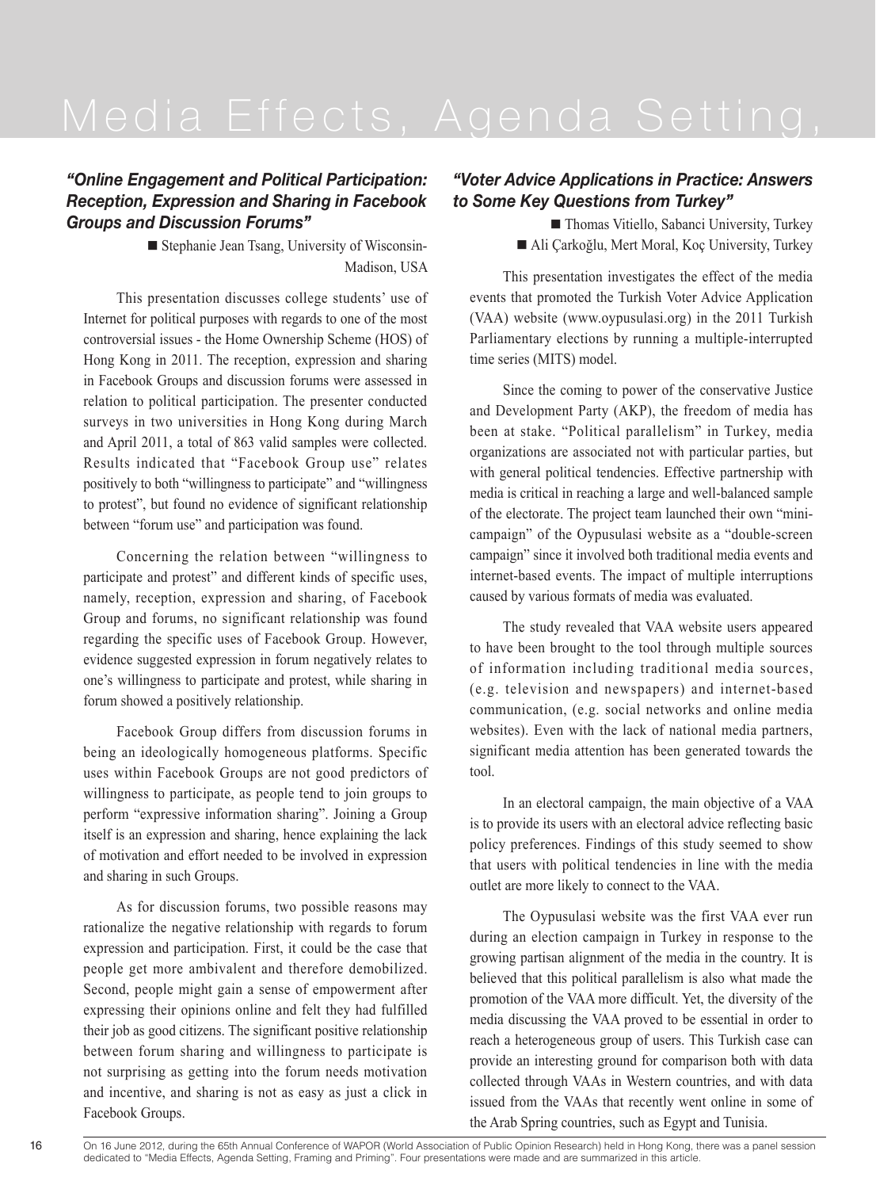// Media Effects, Agenda Setting,

The page header "Media Effects, Agenda Setting," appears to be a section title continuing across pages; include it as a heading.

# Media Effects, Agenda Setting,

On 16 June 2012, during the 65th Annual Conference of WAPOR (World Association of Public Opinion Research) held in Hong Kong, there was a panel session dedicated to "Media Effects, Agenda Setting, Framing and Priming". Four presentations were made and are summarized in this article.

## *"Online Engagement and Political Participation: Reception, Expression and Sharing in Facebook Groups and Discussion Forums"*

■ Stephanie Jean Tsang, University of Wisconsin-Madison, USA

This presentation discusses college students' use of Internet for political purposes with regards to one of the most controversial issues - the Home Ownership Scheme (HOS) of Hong Kong in 2011. The reception, expression and sharing in Facebook Groups and discussion forums were assessed in relation to political participation. The presenter conducted surveys in two universities in Hong Kong during March and April 2011, a total of 863 valid samples were collected. Results indicated that "Facebook Group use" relates positively to both "willingness to participate" and "willingness to protest", but found no evidence of significant relationship between "forum use" and participation was found.

Concerning the relation between "willingness to participate and protest" and different kinds of specific uses, namely, reception, expression and sharing, of Facebook Group and forums, no significant relationship was found regarding the specific uses of Facebook Group. However, evidence suggested expression in forum negatively relates to one's willingness to participate and protest, while sharing in forum showed a positively relationship.

Facebook Group differs from discussion forums in being an ideologically homogeneous platforms. Specific uses within Facebook Groups are not good predictors of willingness to participate, as people tend to join groups to perform "expressive information sharing". Joining a Group itself is an expression and sharing, hence explaining the lack of motivation and effort needed to be involved in expression and sharing in such Groups.

As for discussion forums, two possible reasons may rationalize the negative relationship with regards to forum expression and participation. First, it could be the case that people get more ambivalent and therefore demobilized. Second, people might gain a sense of empowerment after expressing their opinions online and felt they had fulfilled their job as good citizens. The significant positive relationship between forum sharing and willingness to participate is not surprising as getting into the forum needs motivation and incentive, and sharing is not as easy as just a click in Facebook Groups.

## *"Voter Advice Applications in Practice: Answers to Some Key Questions from Turkey"*

■ Thomas Vitiello, Sabanci University, Turkey
■ Ali Çarkoğlu, Mert Moral, Koç University, Turkey

This presentation investigates the effect of the media events that promoted the Turkish Voter Advice Application (VAA) website (www.oypusulasi.org) in the 2011 Turkish Parliamentary elections by running a multiple-interrupted time series (MITS) model.

Since the coming to power of the conservative Justice and Development Party (AKP), the freedom of media has been at stake. "Political parallelism" in Turkey, media organizations are associated not with particular parties, but with general political tendencies. Effective partnership with media is critical in reaching a large and well-balanced sample of the electorate. The project team launched their own "mini-campaign" of the Oypusulasi website as a "double-screen campaign" since it involved both traditional media events and internet-based events. The impact of multiple interruptions caused by various formats of media was evaluated.

The study revealed that VAA website users appeared to have been brought to the tool through multiple sources of information including traditional media sources, (e.g. television and newspapers) and internet-based communication, (e.g. social networks and online media websites). Even with the lack of national media partners, significant media attention has been generated towards the tool.

In an electoral campaign, the main objective of a VAA is to provide its users with an electoral advice reflecting basic policy preferences. Findings of this study seemed to show that users with political tendencies in line with the media outlet are more likely to connect to the VAA.

The Oypusulasi website was the first VAA ever run during an election campaign in Turkey in response to the growing partisan alignment of the media in the country. It is believed that this political parallelism is also what made the promotion of the VAA more difficult. Yet, the diversity of the media discussing the VAA proved to be essential in order to reach a heterogeneous group of users. This Turkish case can provide an interesting ground for comparison both with data collected through VAAs in Western countries, and with data issued from the VAAs that recently went online in some of the Arab Spring countries, such as Egypt and Tunisia.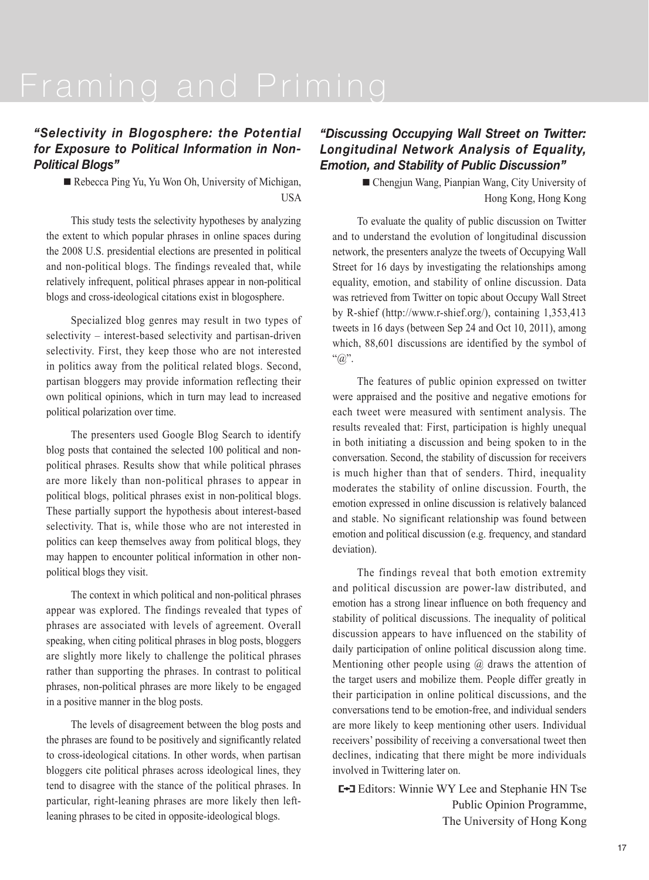// Framing and Priming

# Framing and Priming

### *"Selectivity in Blogosphere: the Potential for Exposure to Political Information in Non-Political Blogs"*

■ Rebecca Ping Yu, Yu Won Oh, University of Michigan, USA

This study tests the selectivity hypotheses by analyzing the extent to which popular phrases in online spaces during the 2008 U.S. presidential elections are presented in political and non-political blogs. The findings revealed that, while relatively infrequent, political phrases appear in non-political blogs and cross-ideological citations exist in blogosphere.

Specialized blog genres may result in two types of selectivity – interest-based selectivity and partisan-driven selectivity. First, they keep those who are not interested in politics away from the political related blogs. Second, partisan bloggers may provide information reflecting their own political opinions, which in turn may lead to increased political polarization over time.

The presenters used Google Blog Search to identify blog posts that contained the selected 100 political and non-political phrases. Results show that while political phrases are more likely than non-political phrases to appear in political blogs, political phrases exist in non-political blogs. These partially support the hypothesis about interest-based selectivity. That is, while those who are not interested in politics can keep themselves away from political blogs, they may happen to encounter political information in other non-political blogs they visit.

The context in which political and non-political phrases appear was explored. The findings revealed that types of phrases are associated with levels of agreement. Overall speaking, when citing political phrases in blog posts, bloggers are slightly more likely to challenge the political phrases rather than supporting the phrases. In contrast to political phrases, non-political phrases are more likely to be engaged in a positive manner in the blog posts.

The levels of disagreement between the blog posts and the phrases are found to be positively and significantly related to cross-ideological citations. In other words, when partisan bloggers cite political phrases across ideological lines, they tend to disagree with the stance of the political phrases. In particular, right-leaning phrases are more likely then left-leaning phrases to be cited in opposite-ideological blogs.

### *"Discussing Occupying Wall Street on Twitter: Longitudinal Network Analysis of Equality, Emotion, and Stability of Public Discussion"*

■ Chengjun Wang, Pianpian Wang, City University of Hong Kong, Hong Kong

To evaluate the quality of public discussion on Twitter and to understand the evolution of longitudinal discussion network, the presenters analyze the tweets of Occupying Wall Street for 16 days by investigating the relationships among equality, emotion, and stability of online discussion. Data was retrieved from Twitter on topic about Occupy Wall Street by R-shief (http://www.r-shief.org/), containing 1,353,413 tweets in 16 days (between Sep 24 and Oct 10, 2011), among which, 88,601 discussions are identified by the symbol of "@".

The features of public opinion expressed on twitter were appraised and the positive and negative emotions for each tweet were measured with sentiment analysis. The results revealed that: First, participation is highly unequal in both initiating a discussion and being spoken to in the conversation. Second, the stability of discussion for receivers is much higher than that of senders. Third, inequality moderates the stability of online discussion. Fourth, the emotion expressed in online discussion is relatively balanced and stable. No significant relationship was found between emotion and political discussion (e.g. frequency, and standard deviation).

The findings reveal that both emotion extremity and political discussion are power-law distributed, and emotion has a strong linear influence on both frequency and stability of political discussions. The inequality of political discussion appears to have influenced on the stability of daily participation of online political discussion along time. Mentioning other people using @ draws the attention of the target users and mobilize them. People differ greatly in their participation in online political discussions, and the conversations tend to be emotion-free, and individual senders are more likely to keep mentioning other users. Individual receivers' possibility of receiving a conversational tweet then declines, indicating that there might be more individuals involved in Twittering later on.

Editors: Winnie WY Lee and Stephanie HN Tse
Public Opinion Programme,
The University of Hong Kong